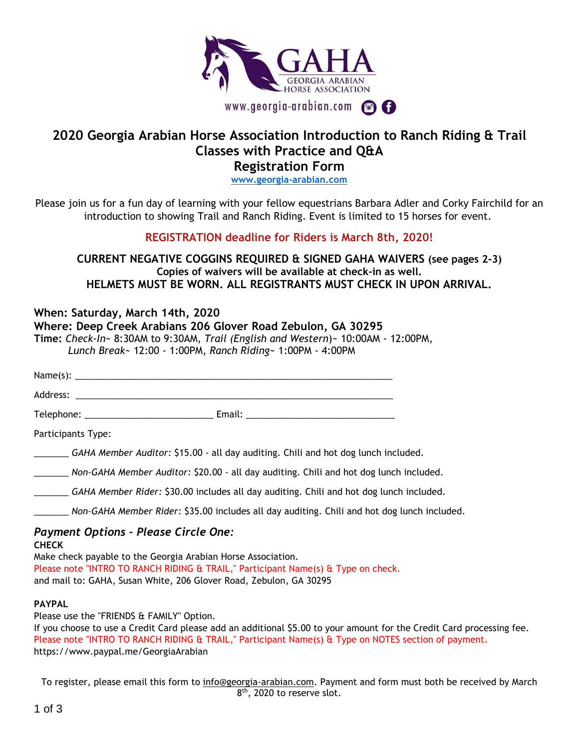GAHA
GEORGIA ARABIAN HORSE ASSOCIATION
www.georgia-arabian.com

# 2020 Georgia Arabian Horse Association Introduction to Ranch Riding & Trail Classes with Practice and Q&A Registration Form

www.georgia-arabian.com

Please join us for a fun day of learning with your fellow equestrians Barbara Adler and Corky Fairchild for an introduction to showing Trail and Ranch Riding. Event is limited to 15 horses for event.

**REGISTRATION deadline for Riders is March 8th, 2020!**

**CURRENT NEGATIVE COGGINS REQUIRED & SIGNED GAHA WAIVERS (see pages 2-3)**
**Copies of waivers will be available at check-in as well.**
**HELMETS MUST BE WORN. ALL REGISTRANTS MUST CHECK IN UPON ARRIVAL.**

**When: Saturday, March 14th, 2020**
**Where: Deep Creek Arabians 206 Glover Road Zebulon, GA 30295**
**Time:** *Check-In*~ 8:30AM to 9:30AM, *Trail (English and Western)*~ 10:00AM - 12:00PM, *Lunch Break*~ 12:00 - 1:00PM, *Ranch Riding*~ 1:00PM - 4:00PM

Name(s): ________________________________________________________________

Address: ________________________________________________________________

Telephone: __________________________ Email: ______________________________

Participants Type:

_______ *GAHA Member Auditor:* $15.00 - all day auditing. Chili and hot dog lunch included.

_______ *Non-GAHA Member Auditor:* $20.00 - all day auditing. Chili and hot dog lunch included.

_______ *GAHA Member Rider:* $30.00 includes all day auditing. Chili and hot dog lunch included.

_______ *Non-GAHA Member Rider:* $35.00 includes all day auditing. Chili and hot dog lunch included.

## *Payment Options – Please Circle One:*

**CHECK**
Make check payable to the Georgia Arabian Horse Association.
Please note "INTRO TO RANCH RIDING & TRAIL," Participant Name(s) & Type on check.
and mail to: GAHA, Susan White, 206 Glover Road, Zebulon, GA 30295

**PAYPAL**
Please use the "FRIENDS & FAMILY" Option.
If you choose to use a Credit Card please add an additional $5.00 to your amount for the Credit Card processing fee.
Please note "INTRO TO RANCH RIDING & TRAIL," Participant Name(s) & Type on NOTES section of payment.
https://www.paypal.me/GeorgiaArabian

To register, please email this form to info@georgia-arabian.com. Payment and form must both be received by March 8th, 2020 to reserve slot.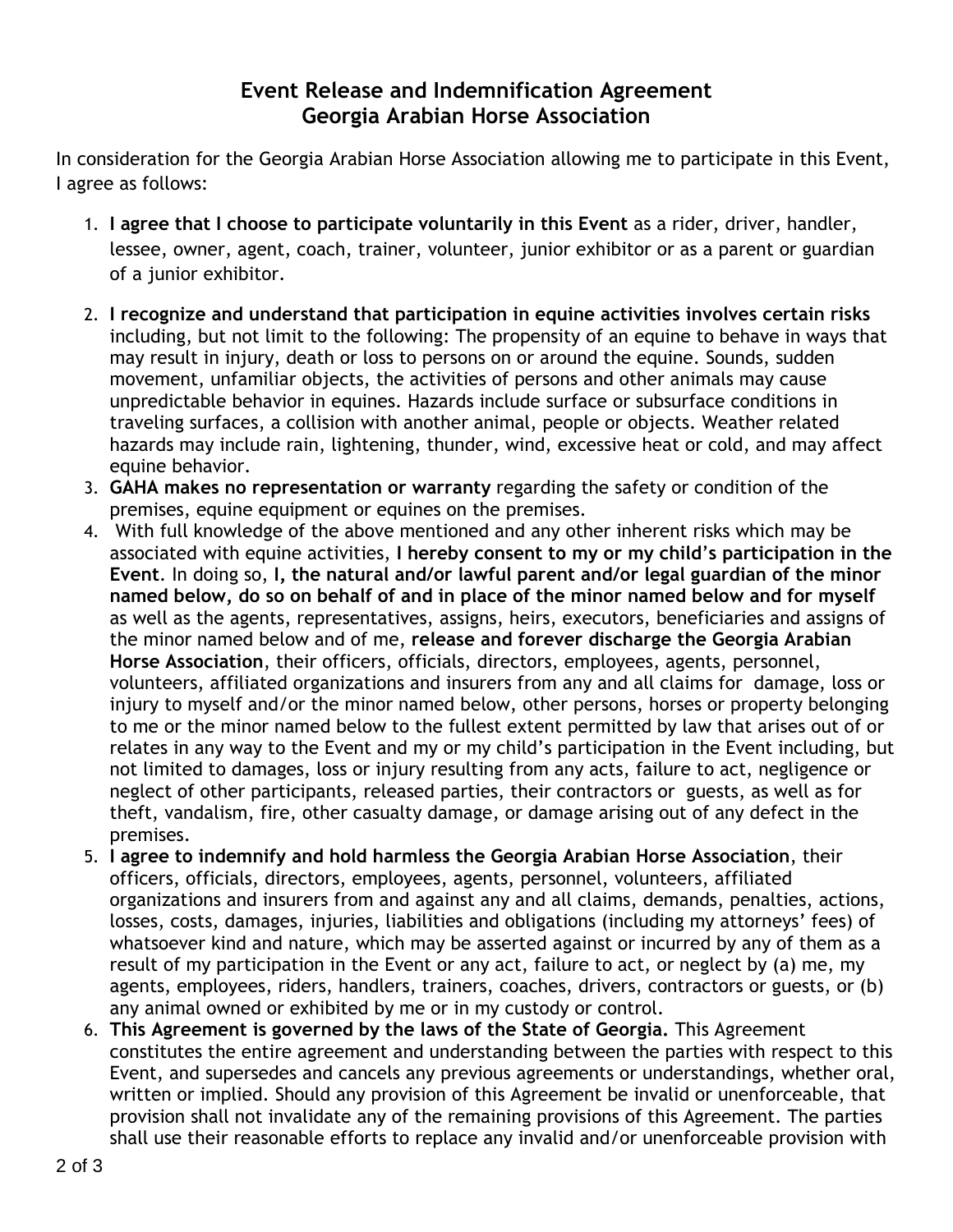# Event Release and Indemnification Agreement
# Georgia Arabian Horse Association

In consideration for the Georgia Arabian Horse Association allowing me to participate in this Event, I agree as follows:

1. **I agree that I choose to participate voluntarily in this Event** as a rider, driver, handler, lessee, owner, agent, coach, trainer, volunteer, junior exhibitor or as a parent or guardian of a junior exhibitor.

2. **I recognize and understand that participation in equine activities involves certain risks** including, but not limit to the following: The propensity of an equine to behave in ways that may result in injury, death or loss to persons on or around the equine. Sounds, sudden movement, unfamiliar objects, the activities of persons and other animals may cause unpredictable behavior in equines. Hazards include surface or subsurface conditions in traveling surfaces, a collision with another animal, people or objects. Weather related hazards may include rain, lightening, thunder, wind, excessive heat or cold, and may affect equine behavior.
3. **GAHA makes no representation or warranty** regarding the safety or condition of the premises, equine equipment or equines on the premises.
4. With full knowledge of the above mentioned and any other inherent risks which may be associated with equine activities, **I hereby consent to my or my child's participation in the Event**. In doing so, **I, the natural and/or lawful parent and/or legal guardian of the minor named below, do so on behalf of and in place of the minor named below and for myself** as well as the agents, representatives, assigns, heirs, executors, beneficiaries and assigns of the minor named below and of me, **release and forever discharge the Georgia Arabian Horse Association**, their officers, officials, directors, employees, agents, personnel, volunteers, affiliated organizations and insurers from any and all claims for damage, loss or injury to myself and/or the minor named below, other persons, horses or property belonging to me or the minor named below to the fullest extent permitted by law that arises out of or relates in any way to the Event and my or my child's participation in the Event including, but not limited to damages, loss or injury resulting from any acts, failure to act, negligence or neglect of other participants, released parties, their contractors or guests, as well as for theft, vandalism, fire, other casualty damage, or damage arising out of any defect in the premises.
5. **I agree to indemnify and hold harmless the Georgia Arabian Horse Association**, their officers, officials, directors, employees, agents, personnel, volunteers, affiliated organizations and insurers from and against any and all claims, demands, penalties, actions, losses, costs, damages, injuries, liabilities and obligations (including my attorneys' fees) of whatsoever kind and nature, which may be asserted against or incurred by any of them as a result of my participation in the Event or any act, failure to act, or neglect by (a) me, my agents, employees, riders, handlers, trainers, coaches, drivers, contractors or guests, or (b) any animal owned or exhibited by me or in my custody or control.
6. **This Agreement is governed by the laws of the State of Georgia.** This Agreement constitutes the entire agreement and understanding between the parties with respect to this Event, and supersedes and cancels any previous agreements or understandings, whether oral, written or implied. Should any provision of this Agreement be invalid or unenforceable, that provision shall not invalidate any of the remaining provisions of this Agreement. The parties shall use their reasonable efforts to replace any invalid and/or unenforceable provision with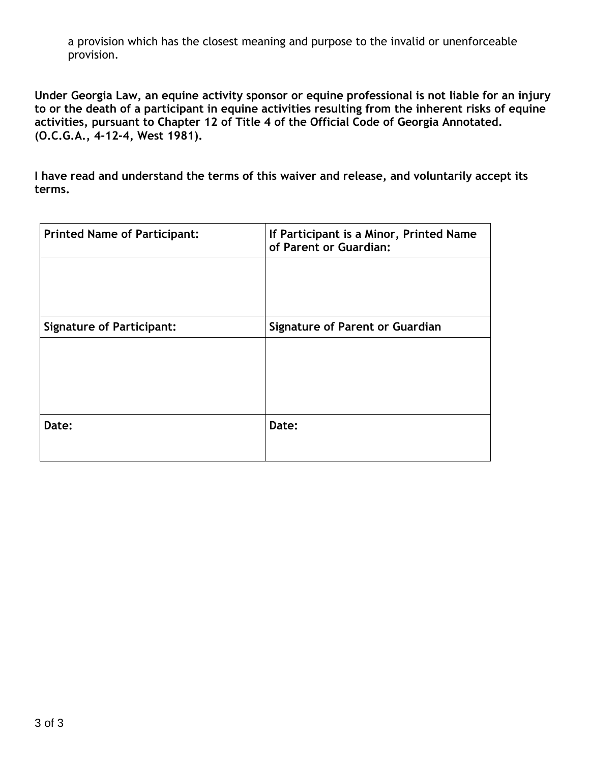a provision which has the closest meaning and purpose to the invalid or unenforceable provision.

**Under Georgia Law, an equine activity sponsor or equine professional is not liable for an injury to or the death of a participant in equine activities resulting from the inherent risks of equine activities, pursuant to Chapter 12 of Title 4 of the Official Code of Georgia Annotated. (O.C.G.A., 4-12-4, West 1981).**

**I have read and understand the terms of this waiver and release, and voluntarily accept its terms.**

| **Printed Name of Participant:** | **If Participant is a Minor, Printed Name of Parent or Guardian:** |
| --- | --- |
| | |
| **Signature of Participant:** | **Signature of Parent or Guardian** |
| | |
| **Date:** | **Date:** |